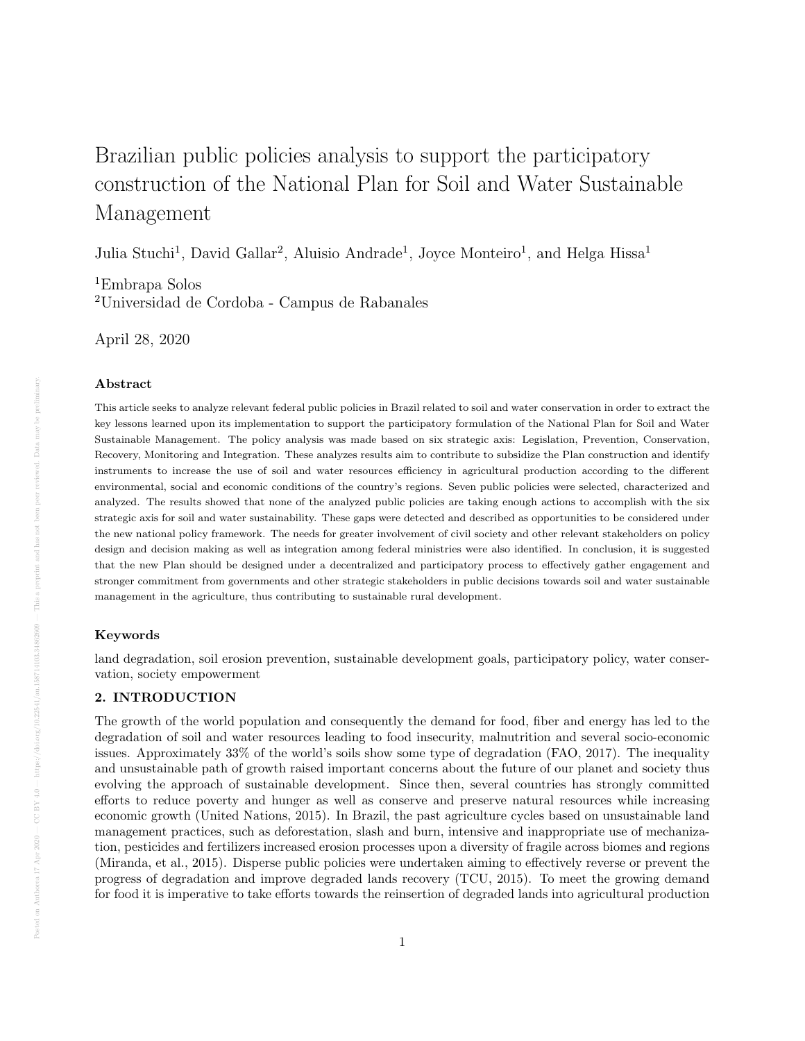# Brazilian public policies analysis to support the participatory construction of the National Plan for Soil and Water Sustainable Management

Julia Stuchi[1], David Gallar[2], Aluisio Andrade[1], Joyce Monteiro[1], and Helga Hissa[1]

[1]Embrapa Solos
[2]Universidad de Cordoba - Campus de Rabanales

April 28, 2020

### Abstract

This article seeks to analyze relevant federal public policies in Brazil related to soil and water conservation in order to extract the key lessons learned upon its implementation to support the participatory formulation of the National Plan for Soil and Water Sustainable Management. The policy analysis was made based on six strategic axis: Legislation, Prevention, Conservation, Recovery, Monitoring and Integration. These analyzes results aim to contribute to subsidize the Plan construction and identify instruments to increase the use of soil and water resources efficiency in agricultural production according to the different environmental, social and economic conditions of the country's regions. Seven public policies were selected, characterized and analyzed. The results showed that none of the analyzed public policies are taking enough actions to accomplish with the six strategic axis for soil and water sustainability. These gaps were detected and described as opportunities to be considered under the new national policy framework. The needs for greater involvement of civil society and other relevant stakeholders on policy design and decision making as well as integration among federal ministries were also identified. In conclusion, it is suggested that the new Plan should be designed under a decentralized and participatory process to effectively gather engagement and stronger commitment from governments and other strategic stakeholders in public decisions towards soil and water sustainable management in the agriculture, thus contributing to sustainable rural development.

### Keywords

land degradation, soil erosion prevention, sustainable development goals, participatory policy, water conservation, society empowerment

## 2. INTRODUCTION

The growth of the world population and consequently the demand for food, fiber and energy has led to the degradation of soil and water resources leading to food insecurity, malnutrition and several socio-economic issues. Approximately 33% of the world's soils show some type of degradation (FAO, 2017). The inequality and unsustainable path of growth raised important concerns about the future of our planet and society thus evolving the approach of sustainable development. Since then, several countries has strongly committed efforts to reduce poverty and hunger as well as conserve and preserve natural resources while increasing economic growth (United Nations, 2015). In Brazil, the past agriculture cycles based on unsustainable land management practices, such as deforestation, slash and burn, intensive and inappropriate use of mechanization, pesticides and fertilizers increased erosion processes upon a diversity of fragile across biomes and regions (Miranda, et al., 2015). Disperse public policies were undertaken aiming to effectively reverse or prevent the progress of degradation and improve degraded lands recovery (TCU, 2015). To meet the growing demand for food it is imperative to take efforts towards the reinsertion of degraded lands into agricultural production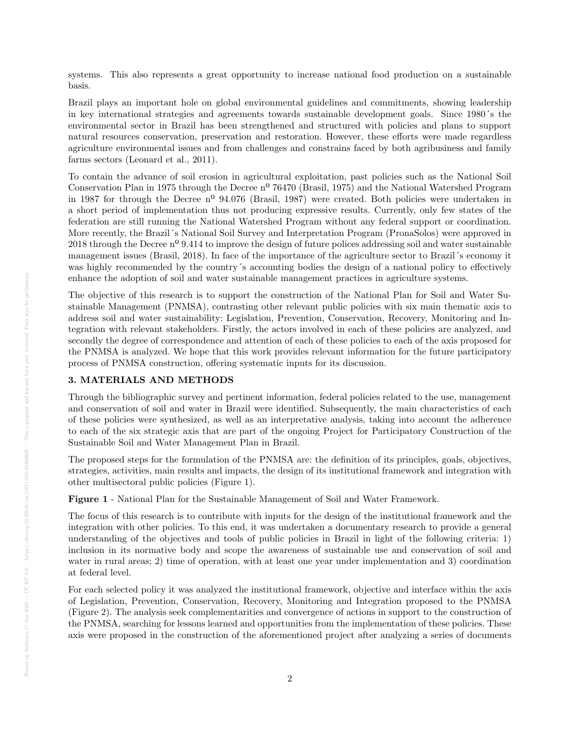systems. This also represents a great opportunity to increase national food production on a sustainable basis.

Brazil plays an important hole on global environmental guidelines and commitments, showing leadership in key international strategies and agreements towards sustainable development goals. Since 1980´s the environmental sector in Brazil has been strengthened and structured with policies and plans to support natural resources conservation, preservation and restoration. However, these efforts were made regardless agriculture environmental issues and from challenges and constrains faced by both agribusiness and family farms sectors (Leonard et al., 2011).

To contain the advance of soil erosion in agricultural exploitation, past policies such as the National Soil Conservation Plan in 1975 through the Decree nº 76470 (Brasil, 1975) and the National Watershed Program in 1987 for through the Decree nº 94.076 (Brasil, 1987) were created. Both policies were undertaken in a short period of implementation thus not producing expressive results. Currently, only few states of the federation are still running the National Watershed Program without any federal support or coordination. More recently, the Brazil´s National Soil Survey and Interpretation Program (PronaSolos) were approved in 2018 through the Decree nº 9.414 to improve the design of future polices addressing soil and water sustainable management issues (Brasil, 2018). In face of the importance of the agriculture sector to Brazil´s economy it was highly recommended by the country´s accounting bodies the design of a national policy to effectively enhance the adoption of soil and water sustainable management practices in agriculture systems.

The objective of this research is to support the construction of the National Plan for Soil and Water Sustainable Management (PNMSA), contrasting other relevant public policies with six main thematic axis to address soil and water sustainability: Legislation, Prevention, Conservation, Recovery, Monitoring and Integration with relevant stakeholders. Firstly, the actors involved in each of these policies are analyzed, and secondly the degree of correspondence and attention of each of these policies to each of the axis proposed for the PNMSA is analyzed. We hope that this work provides relevant information for the future participatory process of PNMSA construction, offering systematic inputs for its discussion.

## 3. MATERIALS AND METHODS

Through the bibliographic survey and pertinent information, federal policies related to the use, management and conservation of soil and water in Brazil were identified. Subsequently, the main characteristics of each of these policies were synthesized, as well as an interpretative analysis, taking into account the adherence to each of the six strategic axis that are part of the ongoing Project for Participatory Construction of the Sustainable Soil and Water Management Plan in Brazil.

The proposed steps for the formulation of the PNMSA are: the definition of its principles, goals, objectives, strategies, activities, main results and impacts, the design of its institutional framework and integration with other multisectoral public policies (Figure 1).

**Figure 1** - National Plan for the Sustainable Management of Soil and Water Framework.

The focus of this research is to contribute with inputs for the design of the institutional framework and the integration with other policies. To this end, it was undertaken a documentary research to provide a general understanding of the objectives and tools of public policies in Brazil in light of the following criteria: 1) inclusion in its normative body and scope the awareness of sustainable use and conservation of soil and water in rural areas; 2) time of operation, with at least one year under implementation and 3) coordination at federal level.

For each selected policy it was analyzed the institutional framework, objective and interface within the axis of Legislation, Prevention, Conservation, Recovery, Monitoring and Integration proposed to the PNMSA (Figure 2). The analysis seek complementarities and convergence of actions in support to the construction of the PNMSA, searching for lessons learned and opportunities from the implementation of these policies. These axis were proposed in the construction of the aforementioned project after analyzing a series of documents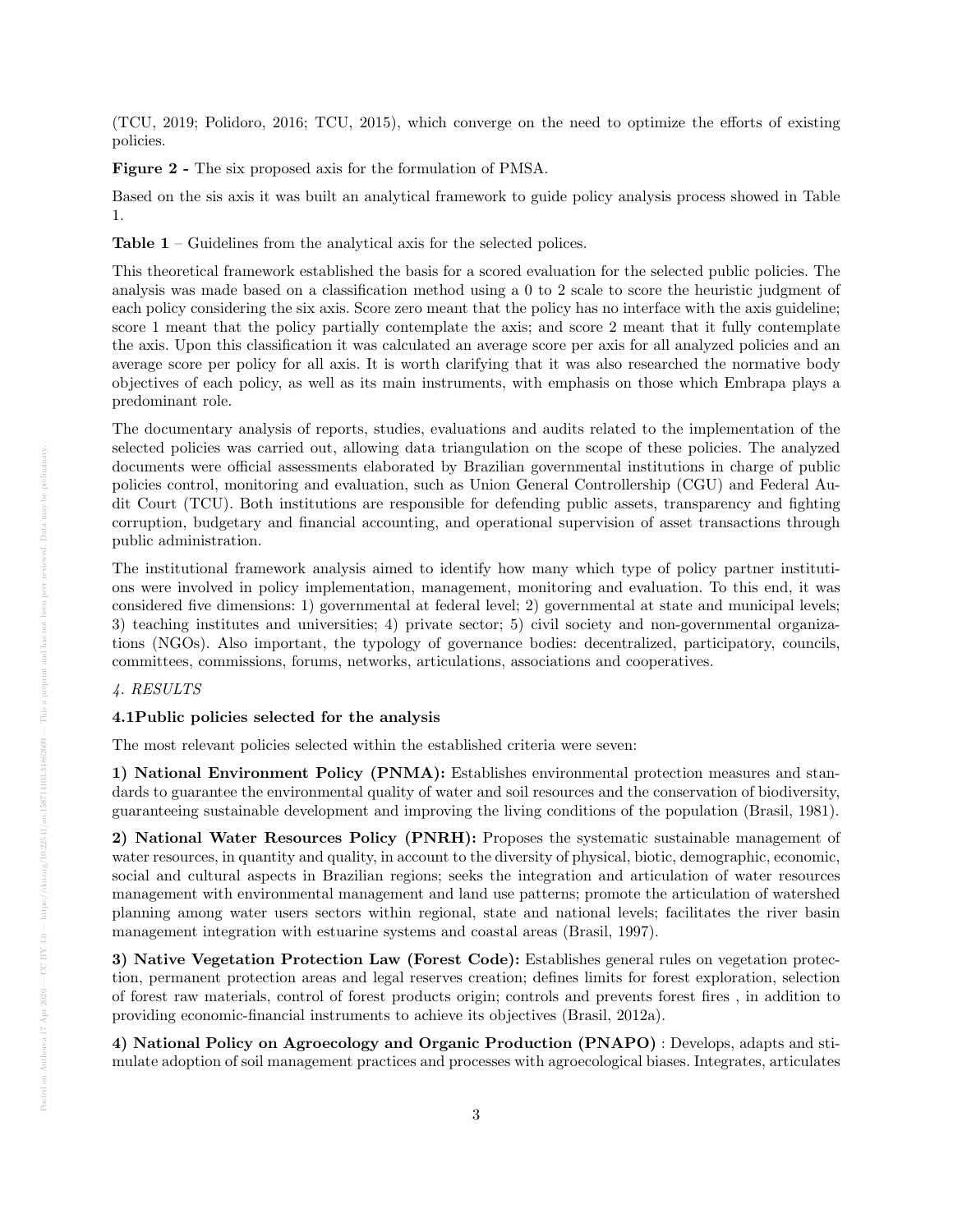(TCU, 2019; Polidoro, 2016; TCU, 2015), which converge on the need to optimize the efforts of existing policies.

**Figure 2 -** The six proposed axis for the formulation of PMSA.

Based on the sis axis it was built an analytical framework to guide policy analysis process showed in Table 1.

**Table 1** – Guidelines from the analytical axis for the selected polices.

This theoretical framework established the basis for a scored evaluation for the selected public policies. The analysis was made based on a classification method using a 0 to 2 scale to score the heuristic judgment of each policy considering the six axis. Score zero meant that the policy has no interface with the axis guideline; score 1 meant that the policy partially contemplate the axis; and score 2 meant that it fully contemplate the axis. Upon this classification it was calculated an average score per axis for all analyzed policies and an average score per policy for all axis. It is worth clarifying that it was also researched the normative body objectives of each policy, as well as its main instruments, with emphasis on those which Embrapa plays a predominant role.

The documentary analysis of reports, studies, evaluations and audits related to the implementation of the selected policies was carried out, allowing data triangulation on the scope of these policies. The analyzed documents were official assessments elaborated by Brazilian governmental institutions in charge of public policies control, monitoring and evaluation, such as Union General Controllership (CGU) and Federal Audit Court (TCU). Both institutions are responsible for defending public assets, transparency and fighting corruption, budgetary and financial accounting, and operational supervision of asset transactions through public administration.

The institutional framework analysis aimed to identify how many which type of policy partner institutions were involved in policy implementation, management, monitoring and evaluation. To this end, it was considered five dimensions: 1) governmental at federal level; 2) governmental at state and municipal levels; 3) teaching institutes and universities; 4) private sector; 5) civil society and non-governmental organizations (NGOs). Also important, the typology of governance bodies: decentralized, participatory, councils, committees, commissions, forums, networks, articulations, associations and cooperatives.

## *4. RESULTS*

### 4.1Public policies selected for the analysis

The most relevant policies selected within the established criteria were seven:

**1) National Environment Policy (PNMA):** Establishes environmental protection measures and standards to guarantee the environmental quality of water and soil resources and the conservation of biodiversity, guaranteeing sustainable development and improving the living conditions of the population (Brasil, 1981).

**2) National Water Resources Policy (PNRH):** Proposes the systematic sustainable management of water resources, in quantity and quality, in account to the diversity of physical, biotic, demographic, economic, social and cultural aspects in Brazilian regions; seeks the integration and articulation of water resources management with environmental management and land use patterns; promote the articulation of watershed planning among water users sectors within regional, state and national levels; facilitates the river basin management integration with estuarine systems and coastal areas (Brasil, 1997).

**3) Native Vegetation Protection Law (Forest Code):** Establishes general rules on vegetation protection, permanent protection areas and legal reserves creation; defines limits for forest exploration, selection of forest raw materials, control of forest products origin; controls and prevents forest fires , in addition to providing economic-financial instruments to achieve its objectives (Brasil, 2012a).

**4) National Policy on Agroecology and Organic Production (PNAPO)** : Develops, adapts and stimulate adoption of soil management practices and processes with agroecological biases. Integrates, articulates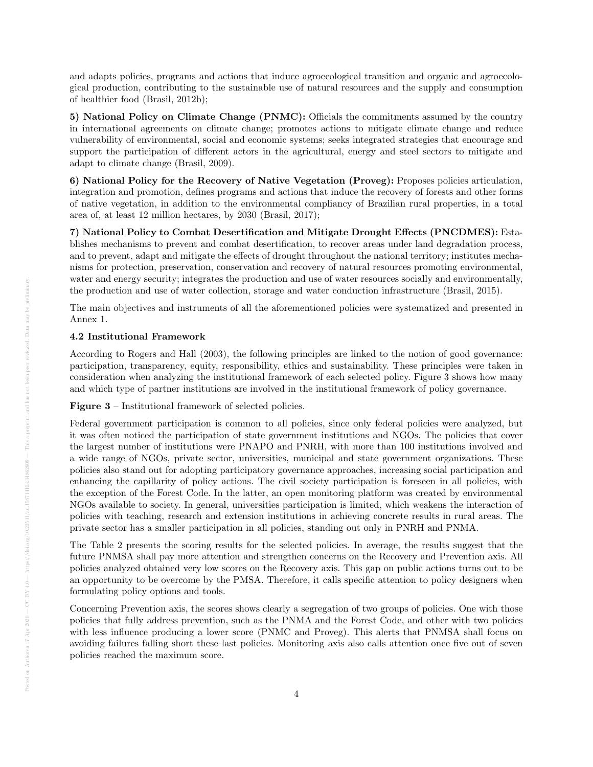and adapts policies, programs and actions that induce agroecological transition and organic and agroecological production, contributing to the sustainable use of natural resources and the supply and consumption of healthier food (Brasil, 2012b);

**5) National Policy on Climate Change (PNMC):** Officials the commitments assumed by the country in international agreements on climate change; promotes actions to mitigate climate change and reduce vulnerability of environmental, social and economic systems; seeks integrated strategies that encourage and support the participation of different actors in the agricultural, energy and steel sectors to mitigate and adapt to climate change (Brasil, 2009).

**6) National Policy for the Recovery of Native Vegetation (Proveg):** Proposes policies articulation, integration and promotion, defines programs and actions that induce the recovery of forests and other forms of native vegetation, in addition to the environmental compliancy of Brazilian rural properties, in a total area of, at least 12 million hectares, by 2030 (Brasil, 2017);

**7) National Policy to Combat Desertification and Mitigate Drought Effects (PNCDMES):** Establishes mechanisms to prevent and combat desertification, to recover areas under land degradation process, and to prevent, adapt and mitigate the effects of drought throughout the national territory; institutes mechanisms for protection, preservation, conservation and recovery of natural resources promoting environmental, water and energy security; integrates the production and use of water resources socially and environmentally, the production and use of water collection, storage and water conduction infrastructure (Brasil, 2015).

The main objectives and instruments of all the aforementioned policies were systematized and presented in Annex 1.

### 4.2 Institutional Framework

According to Rogers and Hall (2003), the following principles are linked to the notion of good governance: participation, transparency, equity, responsibility, ethics and sustainability. These principles were taken in consideration when analyzing the institutional framework of each selected policy. Figure 3 shows how many and which type of partner institutions are involved in the institutional framework of policy governance.

**Figure 3** – Institutional framework of selected policies.

Federal government participation is common to all policies, since only federal policies were analyzed, but it was often noticed the participation of state government institutions and NGOs. The policies that cover the largest number of institutions were PNAPO and PNRH, with more than 100 institutions involved and a wide range of NGOs, private sector, universities, municipal and state government organizations. These policies also stand out for adopting participatory governance approaches, increasing social participation and enhancing the capillarity of policy actions. The civil society participation is foreseen in all policies, with the exception of the Forest Code. In the latter, an open monitoring platform was created by environmental NGOs available to society. In general, universities participation is limited, which weakens the interaction of policies with teaching, research and extension institutions in achieving concrete results in rural areas. The private sector has a smaller participation in all policies, standing out only in PNRH and PNMA.

The Table 2 presents the scoring results for the selected policies. In average, the results suggest that the future PNMSA shall pay more attention and strengthen concerns on the Recovery and Prevention axis. All policies analyzed obtained very low scores on the Recovery axis. This gap on public actions turns out to be an opportunity to be overcome by the PMSA. Therefore, it calls specific attention to policy designers when formulating policy options and tools.

Concerning Prevention axis, the scores shows clearly a segregation of two groups of policies. One with those policies that fully address prevention, such as the PNMA and the Forest Code, and other with two policies with less influence producing a lower score (PNMC and Proveg). This alerts that PNMSA shall focus on avoiding failures falling short these last policies. Monitoring axis also calls attention once five out of seven policies reached the maximum score.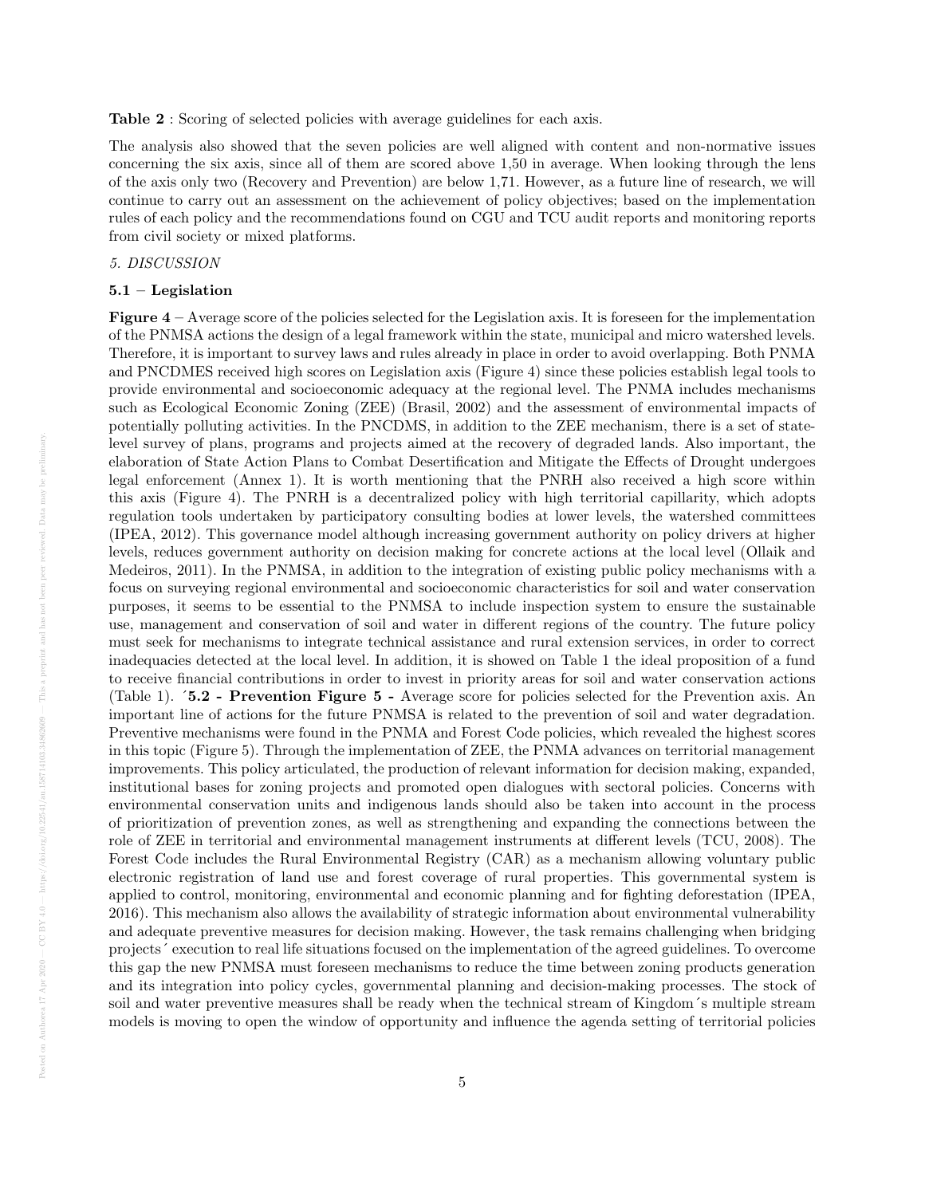**Table 2** : Scoring of selected policies with average guidelines for each axis.

The analysis also showed that the seven policies are well aligned with content and non-normative issues concerning the six axis, since all of them are scored above 1,50 in average. When looking through the lens of the axis only two (Recovery and Prevention) are below 1,71. However, as a future line of research, we will continue to carry out an assessment on the achievement of policy objectives; based on the implementation rules of each policy and the recommendations found on CGU and TCU audit reports and monitoring reports from civil society or mixed platforms.

*5. DISCUSSION*

**5.1 – Legislation**

**Figure 4** – Average score of the policies selected for the Legislation axis. It is foreseen for the implementation of the PNMSA actions the design of a legal framework within the state, municipal and micro watershed levels. Therefore, it is important to survey laws and rules already in place in order to avoid overlapping. Both PNMA and PNCDMES received high scores on Legislation axis (Figure 4) since these policies establish legal tools to provide environmental and socioeconomic adequacy at the regional level. The PNMA includes mechanisms such as Ecological Economic Zoning (ZEE) (Brasil, 2002) and the assessment of environmental impacts of potentially polluting activities. In the PNCDMS, in addition to the ZEE mechanism, there is a set of state-level survey of plans, programs and projects aimed at the recovery of degraded lands. Also important, the elaboration of State Action Plans to Combat Desertification and Mitigate the Effects of Drought undergoes legal enforcement (Annex 1). It is worth mentioning that the PNRH also received a high score within this axis (Figure 4). The PNRH is a decentralized policy with high territorial capillarity, which adopts regulation tools undertaken by participatory consulting bodies at lower levels, the watershed committees (IPEA, 2012). This governance model although increasing government authority on policy drivers at higher levels, reduces government authority on decision making for concrete actions at the local level (Ollaik and Medeiros, 2011). In the PNMSA, in addition to the integration of existing public policy mechanisms with a focus on surveying regional environmental and socioeconomic characteristics for soil and water conservation purposes, it seems to be essential to the PNMSA to include inspection system to ensure the sustainable use, management and conservation of soil and water in different regions of the country. The future policy must seek for mechanisms to integrate technical assistance and rural extension services, in order to correct inadequacies detected at the local level. In addition, it is showed on Table 1 the ideal proposition of a fund to receive financial contributions in order to invest in priority areas for soil and water conservation actions (Table 1). ´**5.2 - Prevention Figure 5 -** Average score for policies selected for the Prevention axis. An important line of actions for the future PNMSA is related to the prevention of soil and water degradation. Preventive mechanisms were found in the PNMA and Forest Code policies, which revealed the highest scores in this topic (Figure 5). Through the implementation of ZEE, the PNMA advances on territorial management improvements. This policy articulated, the production of relevant information for decision making, expanded, institutional bases for zoning projects and promoted open dialogues with sectoral policies. Concerns with environmental conservation units and indigenous lands should also be taken into account in the process of prioritization of prevention zones, as well as strengthening and expanding the connections between the role of ZEE in territorial and environmental management instruments at different levels (TCU, 2008). The Forest Code includes the Rural Environmental Registry (CAR) as a mechanism allowing voluntary public electronic registration of land use and forest coverage of rural properties. This governmental system is applied to control, monitoring, environmental and economic planning and for fighting deforestation (IPEA, 2016). This mechanism also allows the availability of strategic information about environmental vulnerability and adequate preventive measures for decision making. However, the task remains challenging when bridging projects´ execution to real life situations focused on the implementation of the agreed guidelines. To overcome this gap the new PNMSA must foreseen mechanisms to reduce the time between zoning products generation and its integration into policy cycles, governmental planning and decision-making processes. The stock of soil and water preventive measures shall be ready when the technical stream of Kingdom´s multiple stream models is moving to open the window of opportunity and influence the agenda setting of territorial policies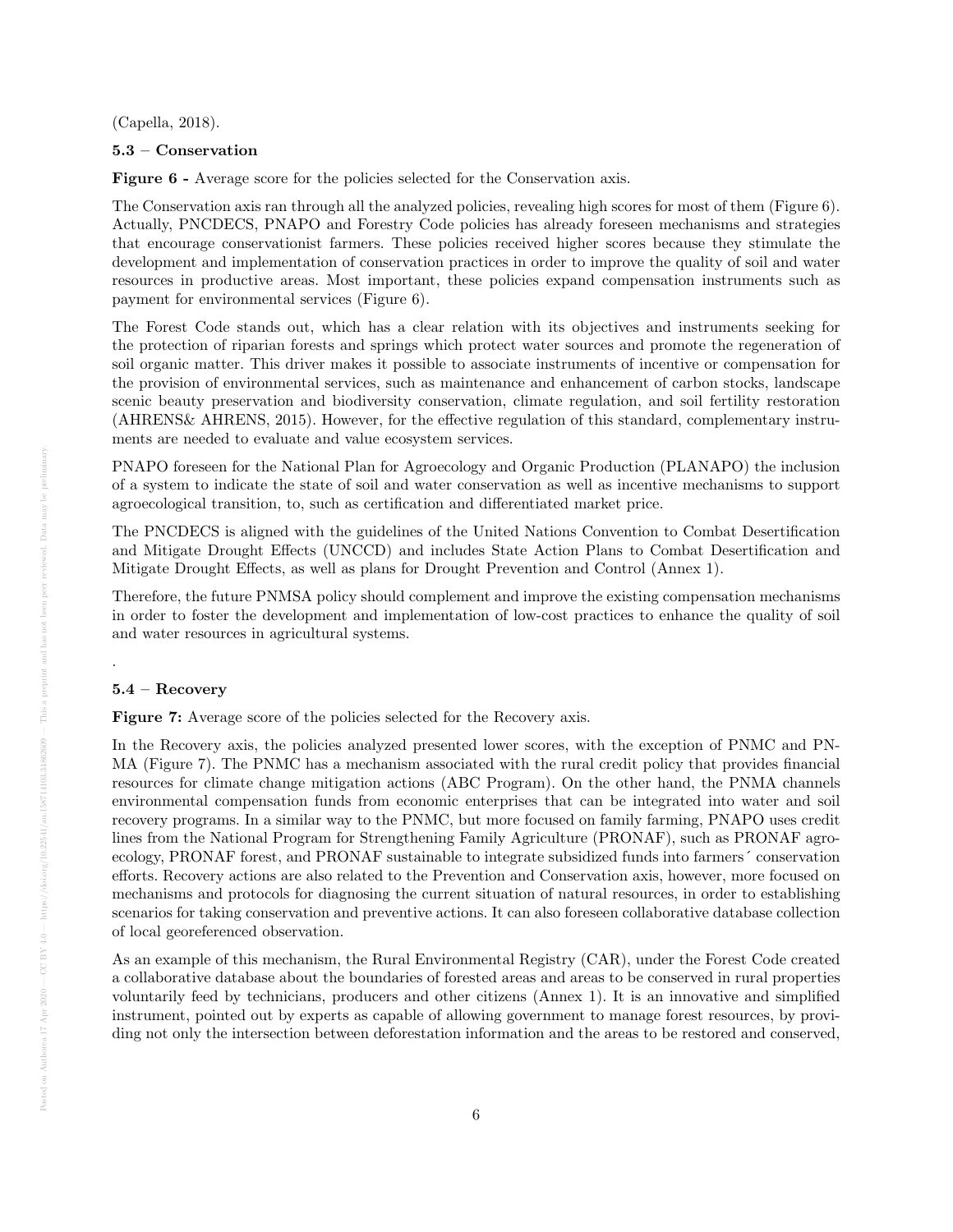(Capella, 2018).

### 5.3 – Conservation

**Figure 6 -** Average score for the policies selected for the Conservation axis.

The Conservation axis ran through all the analyzed policies, revealing high scores for most of them (Figure 6). Actually, PNCDECS, PNAPO and Forestry Code policies has already foreseen mechanisms and strategies that encourage conservationist farmers. These policies received higher scores because they stimulate the development and implementation of conservation practices in order to improve the quality of soil and water resources in productive areas. Most important, these policies expand compensation instruments such as payment for environmental services (Figure 6).

The Forest Code stands out, which has a clear relation with its objectives and instruments seeking for the protection of riparian forests and springs which protect water sources and promote the regeneration of soil organic matter. This driver makes it possible to associate instruments of incentive or compensation for the provision of environmental services, such as maintenance and enhancement of carbon stocks, landscape scenic beauty preservation and biodiversity conservation, climate regulation, and soil fertility restoration (AHRENS& AHRENS, 2015). However, for the effective regulation of this standard, complementary instruments are needed to evaluate and value ecosystem services.

PNAPO foreseen for the National Plan for Agroecology and Organic Production (PLANAPO) the inclusion of a system to indicate the state of soil and water conservation as well as incentive mechanisms to support agroecological transition, to, such as certification and differentiated market price.

The PNCDECS is aligned with the guidelines of the United Nations Convention to Combat Desertification and Mitigate Drought Effects (UNCCD) and includes State Action Plans to Combat Desertification and Mitigate Drought Effects, as well as plans for Drought Prevention and Control (Annex 1).

Therefore, the future PNMSA policy should complement and improve the existing compensation mechanisms in order to foster the development and implementation of low-cost practices to enhance the quality of soil and water resources in agricultural systems.

.

### 5.4 – Recovery

**Figure 7:** Average score of the policies selected for the Recovery axis.

In the Recovery axis, the policies analyzed presented lower scores, with the exception of PNMC and PNMA (Figure 7). The PNMC has a mechanism associated with the rural credit policy that provides financial resources for climate change mitigation actions (ABC Program). On the other hand, the PNMA channels environmental compensation funds from economic enterprises that can be integrated into water and soil recovery programs. In a similar way to the PNMC, but more focused on family farming, PNAPO uses credit lines from the National Program for Strengthening Family Agriculture (PRONAF), such as PRONAF agroecology, PRONAF forest, and PRONAF sustainable to integrate subsidized funds into farmers´ conservation efforts. Recovery actions are also related to the Prevention and Conservation axis, however, more focused on mechanisms and protocols for diagnosing the current situation of natural resources, in order to establishing scenarios for taking conservation and preventive actions. It can also foreseen collaborative database collection of local georeferenced observation.

As an example of this mechanism, the Rural Environmental Registry (CAR), under the Forest Code created a collaborative database about the boundaries of forested areas and areas to be conserved in rural properties voluntarily feed by technicians, producers and other citizens (Annex 1). It is an innovative and simplified instrument, pointed out by experts as capable of allowing government to manage forest resources, by providing not only the intersection between deforestation information and the areas to be restored and conserved,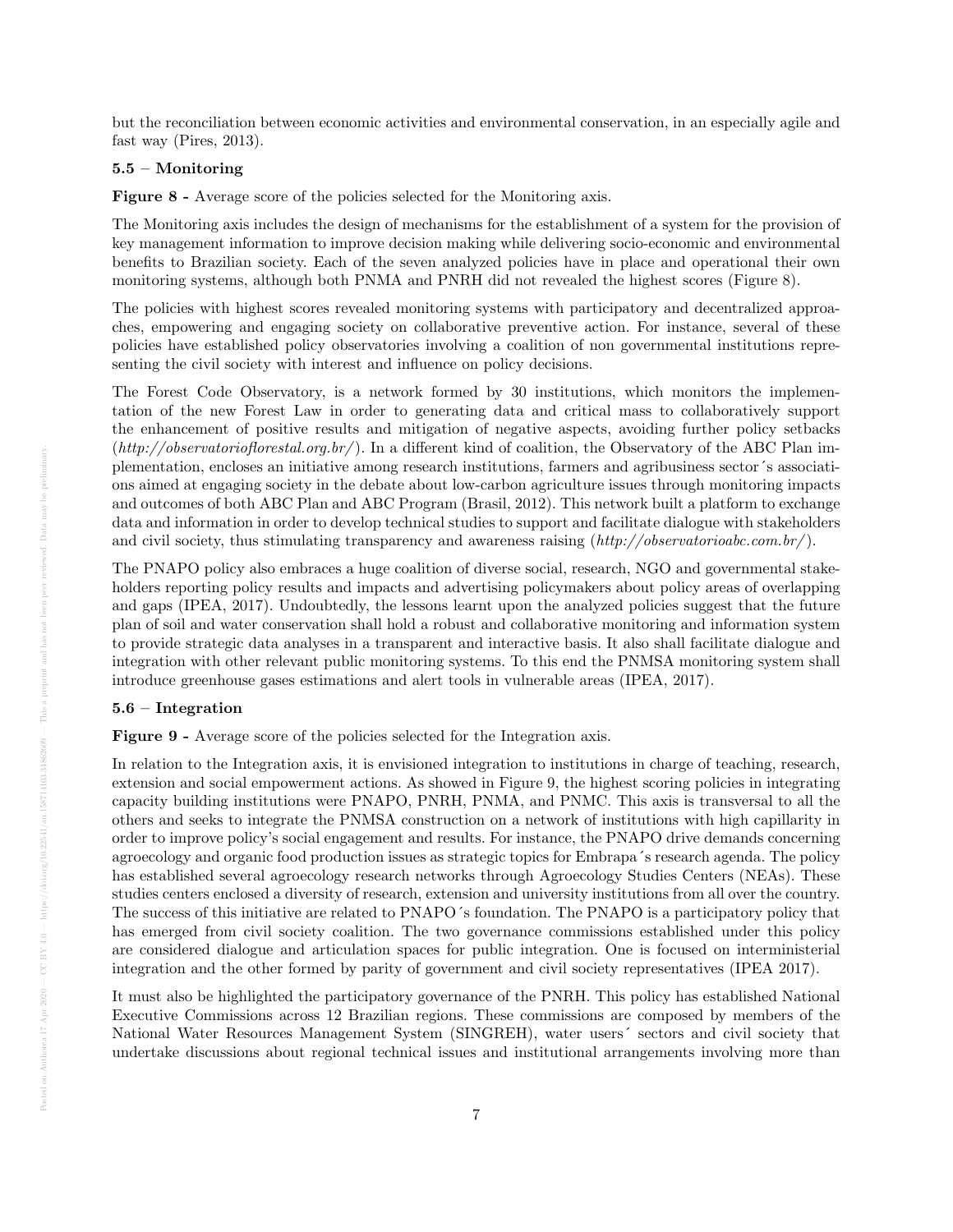but the reconciliation between economic activities and environmental conservation, in an especially agile and fast way (Pires, 2013).

### 5.5 – Monitoring

**Figure 8 -** Average score of the policies selected for the Monitoring axis.

The Monitoring axis includes the design of mechanisms for the establishment of a system for the provision of key management information to improve decision making while delivering socio-economic and environmental benefits to Brazilian society. Each of the seven analyzed policies have in place and operational their own monitoring systems, although both PNMA and PNRH did not revealed the highest scores (Figure 8).

The policies with highest scores revealed monitoring systems with participatory and decentralized approaches, empowering and engaging society on collaborative preventive action. For instance, several of these policies have established policy observatories involving a coalition of non governmental institutions representing the civil society with interest and influence on policy decisions.

The Forest Code Observatory, is a network formed by 30 institutions, which monitors the implementation of the new Forest Law in order to generating data and critical mass to collaboratively support the enhancement of positive results and mitigation of negative aspects, avoiding further policy setbacks (*http://observatorioflorestal.org.br/*). In a different kind of coalition, the Observatory of the ABC Plan implementation, encloses an initiative among research institutions, farmers and agribusiness sector´s associations aimed at engaging society in the debate about low-carbon agriculture issues through monitoring impacts and outcomes of both ABC Plan and ABC Program (Brasil, 2012). This network built a platform to exchange data and information in order to develop technical studies to support and facilitate dialogue with stakeholders and civil society, thus stimulating transparency and awareness raising (*http://observatorioabc.com.br/*).

The PNAPO policy also embraces a huge coalition of diverse social, research, NGO and governmental stakeholders reporting policy results and impacts and advertising policymakers about policy areas of overlapping and gaps (IPEA, 2017). Undoubtedly, the lessons learnt upon the analyzed policies suggest that the future plan of soil and water conservation shall hold a robust and collaborative monitoring and information system to provide strategic data analyses in a transparent and interactive basis. It also shall facilitate dialogue and integration with other relevant public monitoring systems. To this end the PNMSA monitoring system shall introduce greenhouse gases estimations and alert tools in vulnerable areas (IPEA, 2017).

### 5.6 – Integration

**Figure 9 -** Average score of the policies selected for the Integration axis.

In relation to the Integration axis, it is envisioned integration to institutions in charge of teaching, research, extension and social empowerment actions. As showed in Figure 9, the highest scoring policies in integrating capacity building institutions were PNAPO, PNRH, PNMA, and PNMC. This axis is transversal to all the others and seeks to integrate the PNMSA construction on a network of institutions with high capillarity in order to improve policy's social engagement and results. For instance, the PNAPO drive demands concerning agroecology and organic food production issues as strategic topics for Embrapa´s research agenda. The policy has established several agroecology research networks through Agroecology Studies Centers (NEAs). These studies centers enclosed a diversity of research, extension and university institutions from all over the country. The success of this initiative are related to PNAPO´s foundation. The PNAPO is a participatory policy that has emerged from civil society coalition. The two governance commissions established under this policy are considered dialogue and articulation spaces for public integration. One is focused on interministerial integration and the other formed by parity of government and civil society representatives (IPEA 2017).

It must also be highlighted the participatory governance of the PNRH. This policy has established National Executive Commissions across 12 Brazilian regions. These commissions are composed by members of the National Water Resources Management System (SINGREH), water users´ sectors and civil society that undertake discussions about regional technical issues and institutional arrangements involving more than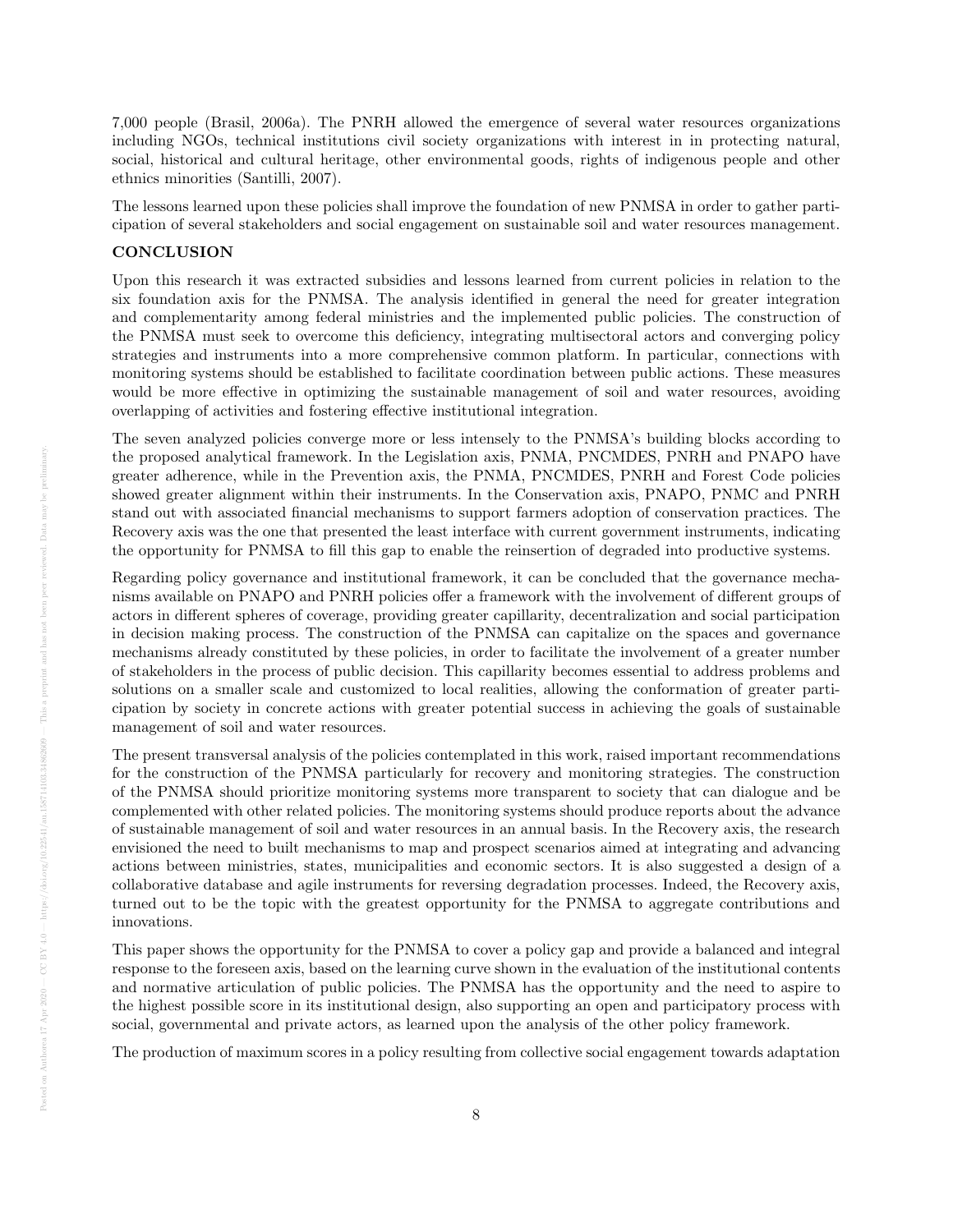7,000 people (Brasil, 2006a). The PNRH allowed the emergence of several water resources organizations including NGOs, technical institutions civil society organizations with interest in in protecting natural, social, historical and cultural heritage, other environmental goods, rights of indigenous people and other ethnics minorities (Santilli, 2007).

The lessons learned upon these policies shall improve the foundation of new PNMSA in order to gather participation of several stakeholders and social engagement on sustainable soil and water resources management.

## CONCLUSION

Upon this research it was extracted subsidies and lessons learned from current policies in relation to the six foundation axis for the PNMSA. The analysis identified in general the need for greater integration and complementarity among federal ministries and the implemented public policies. The construction of the PNMSA must seek to overcome this deficiency, integrating multisectoral actors and converging policy strategies and instruments into a more comprehensive common platform. In particular, connections with monitoring systems should be established to facilitate coordination between public actions. These measures would be more effective in optimizing the sustainable management of soil and water resources, avoiding overlapping of activities and fostering effective institutional integration.

The seven analyzed policies converge more or less intensely to the PNMSA's building blocks according to the proposed analytical framework. In the Legislation axis, PNMA, PNCMDES, PNRH and PNAPO have greater adherence, while in the Prevention axis, the PNMA, PNCMDES, PNRH and Forest Code policies showed greater alignment within their instruments. In the Conservation axis, PNAPO, PNMC and PNRH stand out with associated financial mechanisms to support farmers adoption of conservation practices. The Recovery axis was the one that presented the least interface with current government instruments, indicating the opportunity for PNMSA to fill this gap to enable the reinsertion of degraded into productive systems.

Regarding policy governance and institutional framework, it can be concluded that the governance mechanisms available on PNAPO and PNRH policies offer a framework with the involvement of different groups of actors in different spheres of coverage, providing greater capillarity, decentralization and social participation in decision making process. The construction of the PNMSA can capitalize on the spaces and governance mechanisms already constituted by these policies, in order to facilitate the involvement of a greater number of stakeholders in the process of public decision. This capillarity becomes essential to address problems and solutions on a smaller scale and customized to local realities, allowing the conformation of greater participation by society in concrete actions with greater potential success in achieving the goals of sustainable management of soil and water resources.

The present transversal analysis of the policies contemplated in this work, raised important recommendations for the construction of the PNMSA particularly for recovery and monitoring strategies. The construction of the PNMSA should prioritize monitoring systems more transparent to society that can dialogue and be complemented with other related policies. The monitoring systems should produce reports about the advance of sustainable management of soil and water resources in an annual basis. In the Recovery axis, the research envisioned the need to built mechanisms to map and prospect scenarios aimed at integrating and advancing actions between ministries, states, municipalities and economic sectors. It is also suggested a design of a collaborative database and agile instruments for reversing degradation processes. Indeed, the Recovery axis, turned out to be the topic with the greatest opportunity for the PNMSA to aggregate contributions and innovations.

This paper shows the opportunity for the PNMSA to cover a policy gap and provide a balanced and integral response to the foreseen axis, based on the learning curve shown in the evaluation of the institutional contents and normative articulation of public policies. The PNMSA has the opportunity and the need to aspire to the highest possible score in its institutional design, also supporting an open and participatory process with social, governmental and private actors, as learned upon the analysis of the other policy framework.

The production of maximum scores in a policy resulting from collective social engagement towards adaptation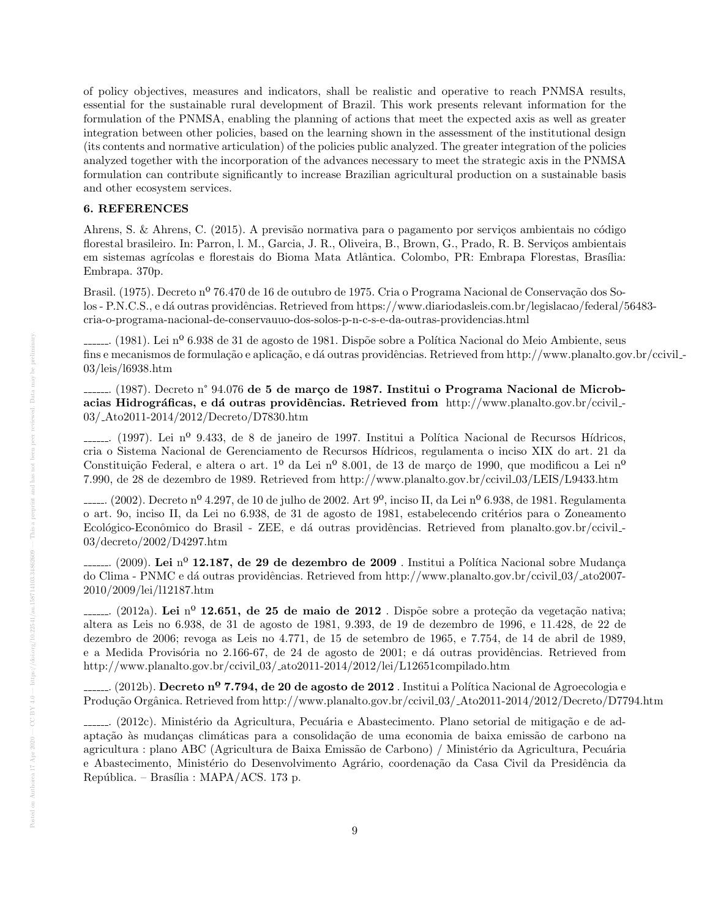of policy objectives, measures and indicators, shall be realistic and operative to reach PNMSA results, essential for the sustainable rural development of Brazil. This work presents relevant information for the formulation of the PNMSA, enabling the planning of actions that meet the expected axis as well as greater integration between other policies, based on the learning shown in the assessment of the institutional design (its contents and normative articulation) of the policies public analyzed. The greater integration of the policies analyzed together with the incorporation of the advances necessary to meet the strategic axis in the PNMSA formulation can contribute significantly to increase Brazilian agricultural production on a sustainable basis and other ecosystem services.

## 6. REFERENCES

Ahrens, S. & Ahrens, C. (2015). A previsão normativa para o pagamento por serviços ambientais no código florestal brasileiro. In: Parron, l. M., Garcia, J. R., Oliveira, B., Brown, G., Prado, R. B. Serviços ambientais em sistemas agrícolas e florestais do Bioma Mata Atlântica. Colombo, PR: Embrapa Florestas, Brasília: Embrapa. 370p.

Brasil. (1975). Decreto nº 76.470 de 16 de outubro de 1975. Cria o Programa Nacional de Conservação dos Solos - P.N.C.S., e dá outras providências. Retrieved from https://www.diariodasleis.com.br/legislacao/federal/56483-cria-o-programa-nacional-de-conservauuo-dos-solos-p-n-c-s-e-da-outras-providencias.html

______. (1981). Lei nº 6.938 de 31 de agosto de 1981. Dispõe sobre a Política Nacional do Meio Ambiente, seus fins e mecanismos de formulação e aplicação, e dá outras providências. Retrieved from http://www.planalto.gov.br/ccivil_03/leis/l6938.htm

______. (1987). Decreto n° 94.076 **de 5 de março de 1987. Institui o Programa Nacional de Microbacias Hidrográficas, e dá outras providências. Retrieved from** http://www.planalto.gov.br/ccivil_03/_Ato2011-2014/2012/Decreto/D7830.htm

______. (1997). Lei nº 9.433, de 8 de janeiro de 1997. Institui a Política Nacional de Recursos Hídricos, cria o Sistema Nacional de Gerenciamento de Recursos Hídricos, regulamenta o inciso XIX do art. 21 da Constituição Federal, e altera o art. 1º da Lei nº 8.001, de 13 de março de 1990, que modificou a Lei nº 7.990, de 28 de dezembro de 1989. Retrieved from http://www.planalto.gov.br/ccivil_03/LEIS/L9433.htm

______. (2002). Decreto nº 4.297, de 10 de julho de 2002. Art 9º, inciso II, da Lei nº 6.938, de 1981. Regulamenta o art. 9o, inciso II, da Lei no 6.938, de 31 de agosto de 1981, estabelecendo critérios para o Zoneamento Ecológico-Econômico do Brasil - ZEE, e dá outras providências. Retrieved from planalto.gov.br/ccivil_03/decreto/2002/D4297.htm

______. (2009). **Lei nº 12.187, de 29 de dezembro de 2009** . Institui a Política Nacional sobre Mudança do Clima - PNMC e dá outras providências. Retrieved from http://www.planalto.gov.br/ccivil_03/_ato2007-2010/2009/lei/l12187.htm

______. (2012a). **Lei nº 12.651, de 25 de maio de 2012** . Dispõe sobre a proteção da vegetação nativa; altera as Leis no 6.938, de 31 de agosto de 1981, 9.393, de 19 de dezembro de 1996, e 11.428, de 22 de dezembro de 2006; revoga as Leis no 4.771, de 15 de setembro de 1965, e 7.754, de 14 de abril de 1989, e a Medida Provisória no 2.166-67, de 24 de agosto de 2001; e dá outras providências. Retrieved from http://www.planalto.gov.br/ccivil_03/_ato2011-2014/2012/lei/L12651compilado.htm

______. (2012b). **Decreto nº 7.794, de 20 de agosto de 2012** . Institui a Política Nacional de Agroecologia e Produção Orgânica. Retrieved from http://www.planalto.gov.br/ccivil_03/_Ato2011-2014/2012/Decreto/D7794.htm

______. (2012c). Ministério da Agricultura, Pecuária e Abastecimento. Plano setorial de mitigação e de adaptação às mudanças climáticas para a consolidação de uma economia de baixa emissão de carbono na agricultura : plano ABC (Agricultura de Baixa Emissão de Carbono) / Ministério da Agricultura, Pecuária e Abastecimento, Ministério do Desenvolvimento Agrário, coordenação da Casa Civil da Presidência da República. – Brasília : MAPA/ACS. 173 p.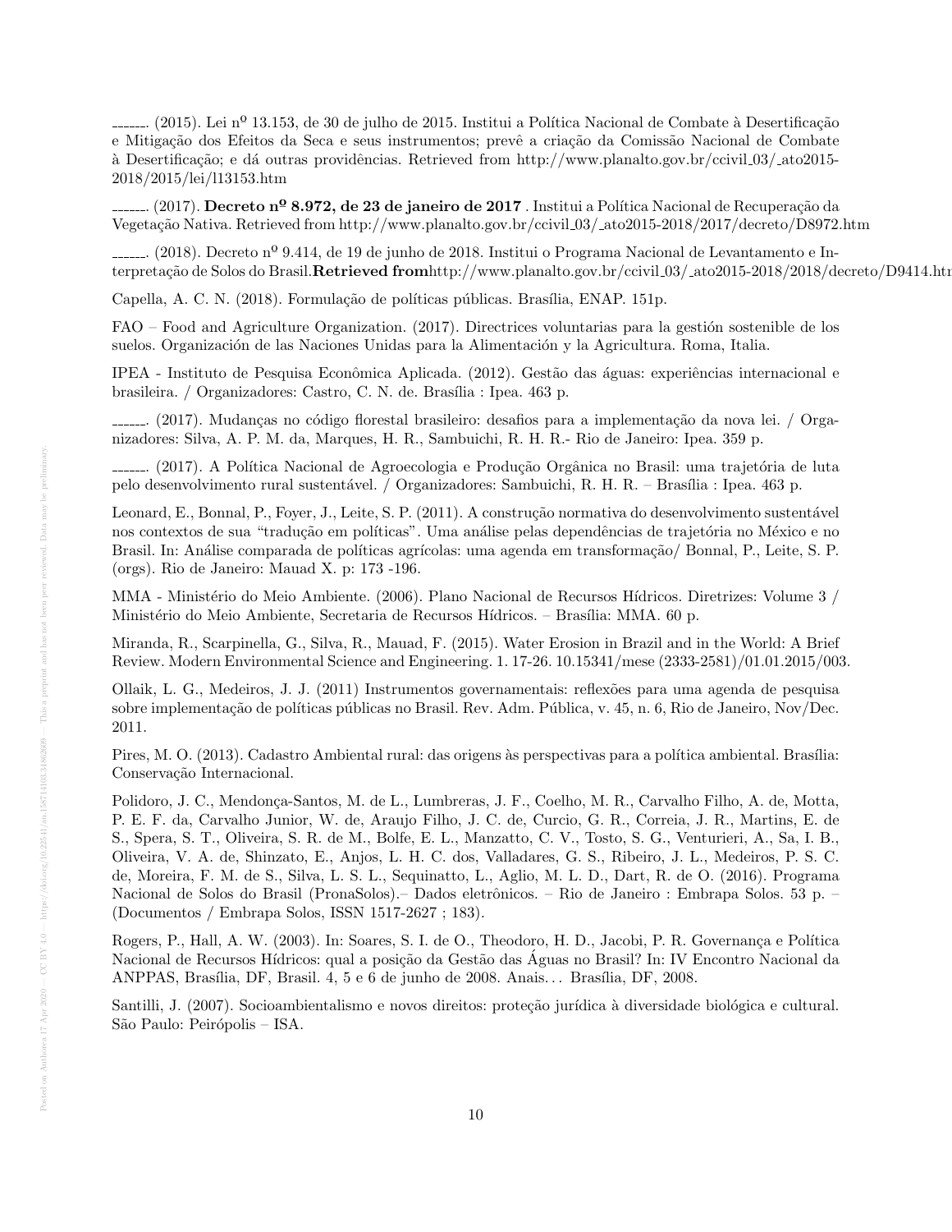______. (2015). Lei nº 13.153, de 30 de julho de 2015. Institui a Política Nacional de Combate à Desertificação e Mitigação dos Efeitos da Seca e seus instrumentos; prevê a criação da Comissão Nacional de Combate à Desertificação; e dá outras providências. Retrieved from http://www.planalto.gov.br/ccivil_03/_ato2015-2018/2015/lei/l13153.htm

______. (2017). **Decreto nº 8.972, de 23 de janeiro de 2017** . Institui a Política Nacional de Recuperação da Vegetação Nativa. Retrieved from http://www.planalto.gov.br/ccivil_03/_ato2015-2018/2017/decreto/D8972.htm

______. (2018). Decreto nº 9.414, de 19 de junho de 2018. Institui o Programa Nacional de Levantamento e Interpretação de Solos do Brasil.**Retrieved from**http://www.planalto.gov.br/ccivil_03/_ato2015-2018/2018/decreto/D9414.htm

Capella, A. C. N. (2018). Formulação de políticas públicas. Brasília, ENAP. 151p.

FAO – Food and Agriculture Organization. (2017). Directrices voluntarias para la gestión sostenible de los suelos. Organización de las Naciones Unidas para la Alimentación y la Agricultura. Roma, Italia.

IPEA - Instituto de Pesquisa Econômica Aplicada. (2012). Gestão das águas: experiências internacional e brasileira. / Organizadores: Castro, C. N. de. Brasília : Ipea. 463 p.

______. (2017). Mudanças no código florestal brasileiro: desafios para a implementação da nova lei. / Organizadores: Silva, A. P. M. da, Marques, H. R., Sambuichi, R. H. R.- Rio de Janeiro: Ipea. 359 p.

______. (2017). A Política Nacional de Agroecologia e Produção Orgânica no Brasil: uma trajetória de luta pelo desenvolvimento rural sustentável. / Organizadores: Sambuichi, R. H. R. – Brasília : Ipea. 463 p.

Leonard, E., Bonnal, P., Foyer, J., Leite, S. P. (2011). A construção normativa do desenvolvimento sustentável nos contextos de sua "tradução em políticas". Uma análise pelas dependências de trajetória no México e no Brasil. In: Análise comparada de políticas agrícolas: uma agenda em transformação/ Bonnal, P., Leite, S. P. (orgs). Rio de Janeiro: Mauad X. p: 173 -196.

MMA - Ministério do Meio Ambiente. (2006). Plano Nacional de Recursos Hídricos. Diretrizes: Volume 3 / Ministério do Meio Ambiente, Secretaria de Recursos Hídricos. – Brasília: MMA. 60 p.

Miranda, R., Scarpinella, G., Silva, R., Mauad, F. (2015). Water Erosion in Brazil and in the World: A Brief Review. Modern Environmental Science and Engineering. 1. 17-26. 10.15341/mese (2333-2581)/01.01.2015/003.

Ollaik, L. G., Medeiros, J. J. (2011) Instrumentos governamentais: reflexões para uma agenda de pesquisa sobre implementação de políticas públicas no Brasil. Rev. Adm. Pública, v. 45, n. 6, Rio de Janeiro, Nov/Dec. 2011.

Pires, M. O. (2013). Cadastro Ambiental rural: das origens às perspectivas para a política ambiental. Brasília: Conservação Internacional.

Polidoro, J. C., Mendonça-Santos, M. de L., Lumbreras, J. F., Coelho, M. R., Carvalho Filho, A. de, Motta, P. E. F. da, Carvalho Junior, W. de, Araujo Filho, J. C. de, Curcio, G. R., Correia, J. R., Martins, E. de S., Spera, S. T., Oliveira, S. R. de M., Bolfe, E. L., Manzatto, C. V., Tosto, S. G., Venturieri, A., Sa, I. B., Oliveira, V. A. de, Shinzato, E., Anjos, L. H. C. dos, Valladares, G. S., Ribeiro, J. L., Medeiros, P. S. C. de, Moreira, F. M. de S., Silva, L. S. L., Sequinatto, L., Aglio, M. L. D., Dart, R. de O. (2016). Programa Nacional de Solos do Brasil (PronaSolos).– Dados eletrônicos. – Rio de Janeiro : Embrapa Solos. 53 p. – (Documentos / Embrapa Solos, ISSN 1517-2627 ; 183).

Rogers, P., Hall, A. W. (2003). In: Soares, S. I. de O., Theodoro, H. D., Jacobi, P. R. Governança e Política Nacional de Recursos Hídricos: qual a posição da Gestão das Águas no Brasil? In: IV Encontro Nacional da ANPPAS, Brasília, DF, Brasil. 4, 5 e 6 de junho de 2008. Anais. . . Brasília, DF, 2008.

Santilli, J. (2007). Socioambientalismo e novos direitos: proteção jurídica à diversidade biológica e cultural. São Paulo: Peirópolis – ISA.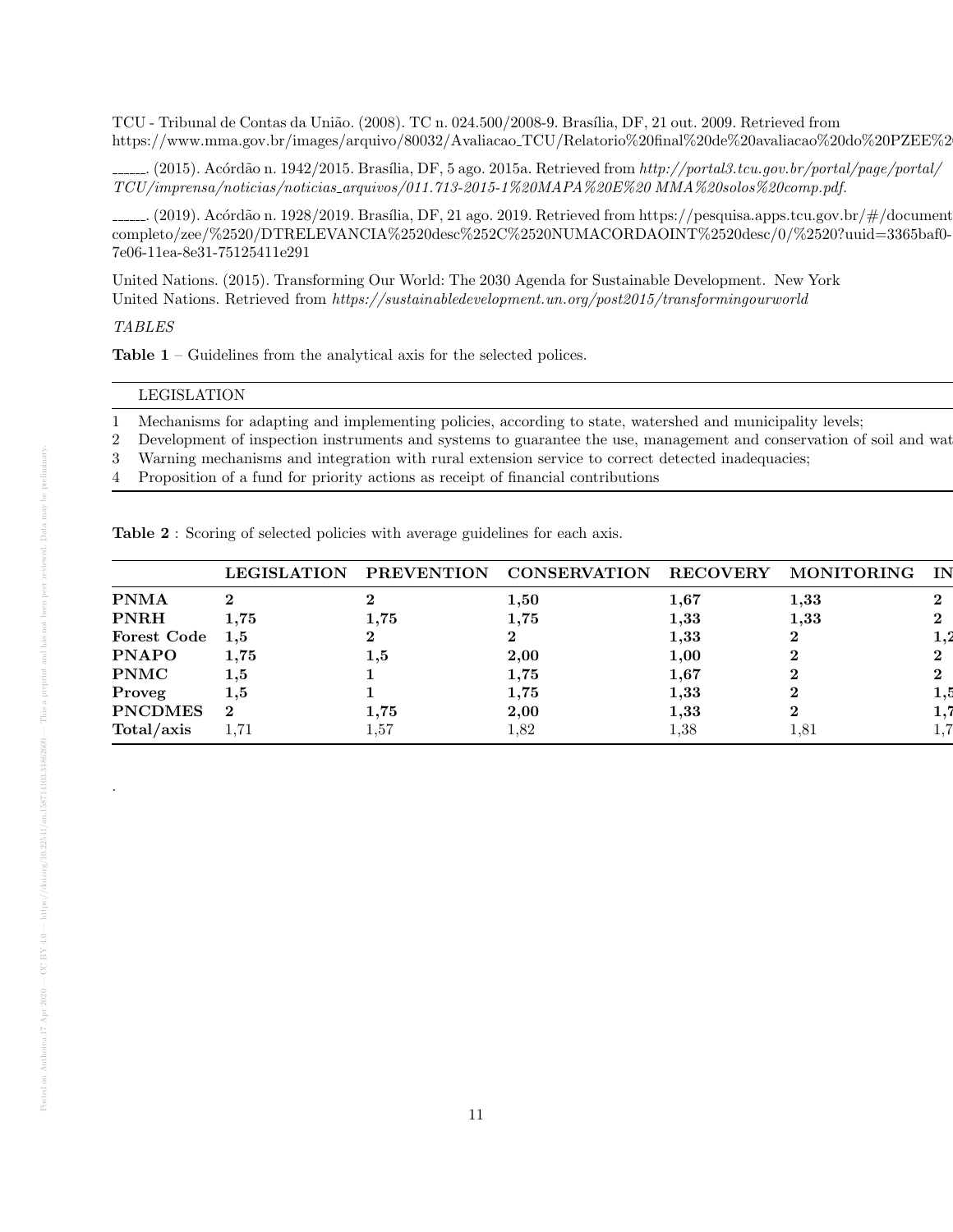TCU - Tribunal de Contas da União. (2008). TC n. 024.500/2008-9. Brasília, DF, 21 out. 2009. Retrieved from https://www.mma.gov.br/images/arquivo/80032/Avaliacao_TCU/Relatorio%20final%20de%20avaliacao%20do%20PZEE%2

______. (2015). Acórdão n. 1942/2015. Brasília, DF, 5 ago. 2015a. Retrieved from *http://portal3.tcu.gov.br/portal/page/portal/TCU/imprensa/noticias/noticias_arquivos/011.713-2015-1%20MAPA%20E%20 MMA%20solos%20comp.pdf.*

______. (2019). Acórdão n. 1928/2019. Brasília, DF, 21 ago. 2019. Retrieved from https://pesquisa.apps.tcu.gov.br/#/document completo/zee/%2520/DTRELEVANCIA%2520desc%252C%2520NUMACORDAOINT%2520desc/0/%2520?uuid=3365baf0-7e06-11ea-8e31-75125411e291

United Nations. (2015). Transforming Our World: The 2030 Agenda for Sustainable Development. New York United Nations. Retrieved from *https://sustainabledevelopment.un.org/post2015/transformingourworld*

*TABLES*

**Table 1** – Guidelines from the analytical axis for the selected polices.

| | LEGISLATION |
|---|---|
| 1 | Mechanisms for adapting and implementing policies, according to state, watershed and municipality levels; |
| 2 | Development of inspection instruments and systems to guarantee the use, management and conservation of soil and wat |
| 3 | Warning mechanisms and integration with rural extension service to correct detected inadequacies; |
| 4 | Proposition of a fund for priority actions as receipt of financial contributions |

**Table 2** : Scoring of selected policies with average guidelines for each axis.

| | LEGISLATION | PREVENTION | CONSERVATION | RECOVERY | MONITORING | IN |
|---|---|---|---|---|---|---|
| **PNMA** | **2** | **2** | **1,50** | **1,67** | **1,33** | **2** |
| **PNRH** | **1,75** | **1,75** | **1,75** | **1,33** | **1,33** | **2** |
| **Forest Code** | **1,5** | **2** | **2** | **1,33** | **2** | **1,2** |
| **PNAPO** | **1,75** | **1,5** | **2,00** | **1,00** | **2** | **2** |
| **PNMC** | **1,5** | **1** | **1,75** | **1,67** | **2** | **2** |
| **Proveg** | **1,5** | **1** | **1,75** | **1,33** | **2** | **1,5** |
| **PNCDMES** | **2** | **1,75** | **2,00** | **1,33** | **2** | **1,7** |
| **Total/axis** | 1,71 | 1,57 | 1,82 | 1,38 | 1,81 | 1,7 |

.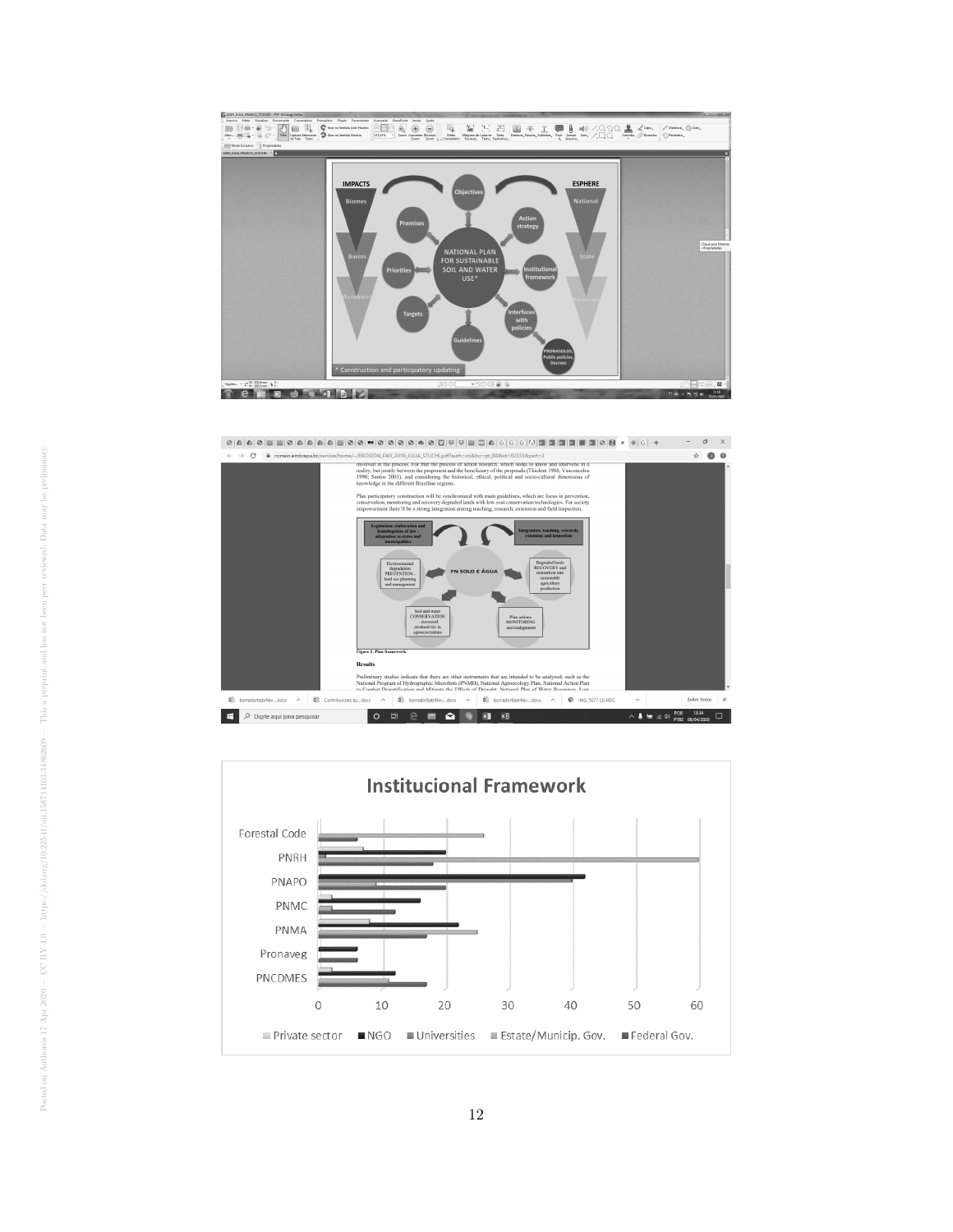involved in the process. For that the process of action research, which seeks to know and intervene in a reality, but jointly between the proponent and the beneficiary of the proposals (Thiolent 1988; Vasconcelos 1998; Santos 2003), and considering the historical, ethical, political and socio-cultural dimensions of knowledge in the different Brazilian regions.

Plan participatory construction will be synchronized with main guidelines, which are focus in prevention, conservation, monitoring and recovery degraded lands with low cost conservation technologies. For society empowerment there'll be a strong integration among teaching, research, extension and field inspection.

**Figure 2. Plan framework.**

**Results**

Preliminary studies indicate that there are other instruments that are intended to be analyzed, such as the National Program of Hydrographic Microbasis (PNMH), National Agroecology Plan, National Action Plan to Combat Desertification and Mitigate the Effects of Drought, National Plan of Water Resources, Low

**Institucional Framework**

Forestal Code, PNRH, PNAPO, PNMC, PNMA, Pronaveg, PNCDMES

Private sector · NGO · Universities · Estate/Municip. Gov. · Federal Gov.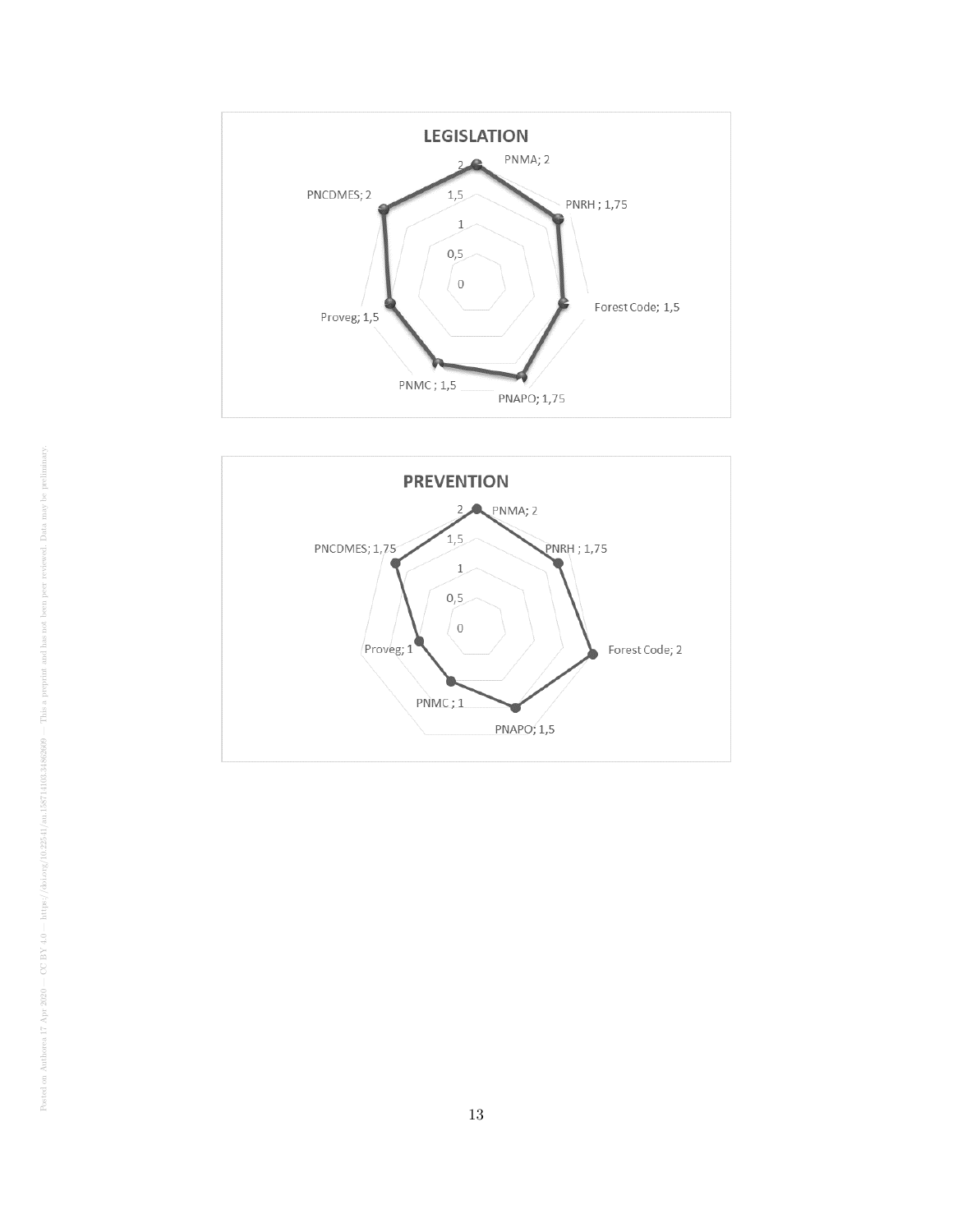**LEGISLATION**

PNMA; 2

PNRH ; 1,75

Forest Code; 1,5

PNAPO; 1,75

PNMC ; 1,5

Proveg; 1,5

PNCDMES; 2

**PREVENTION**

PNMA; 2

PNRH ; 1,75

Forest Code; 2

PNAPO; 1,5

PNMC ; 1

Proveg; 1

PNCDMES; 1,75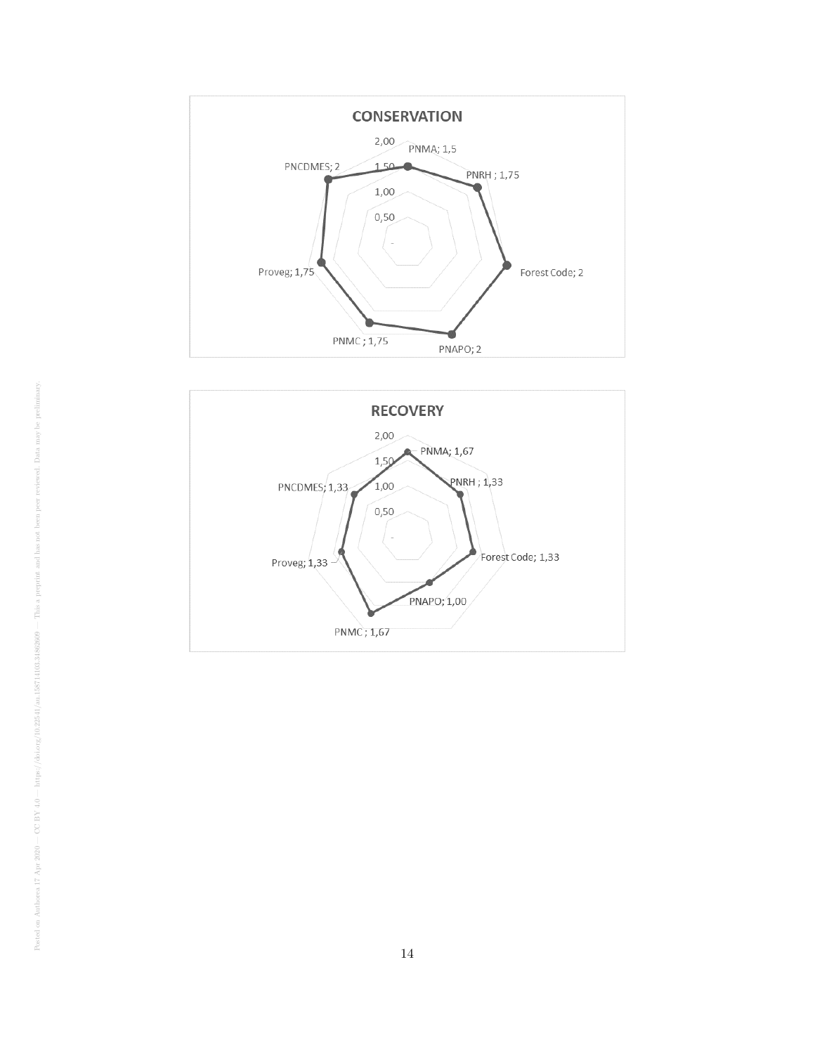**CONSERVATION**

PNMA; 1,5
PNRH ; 1,75
Forest Code; 2
PNAPO; 2
PNMC ; 1,75
Proveg; 1,75
PNCDMES; 2

**RECOVERY**

PNMA; 1,67
PNRH ; 1,33
Forest Code; 1,33
PNAPO; 1,00
PNMC ; 1,67
Proveg; 1,33
PNCDMES; 1,33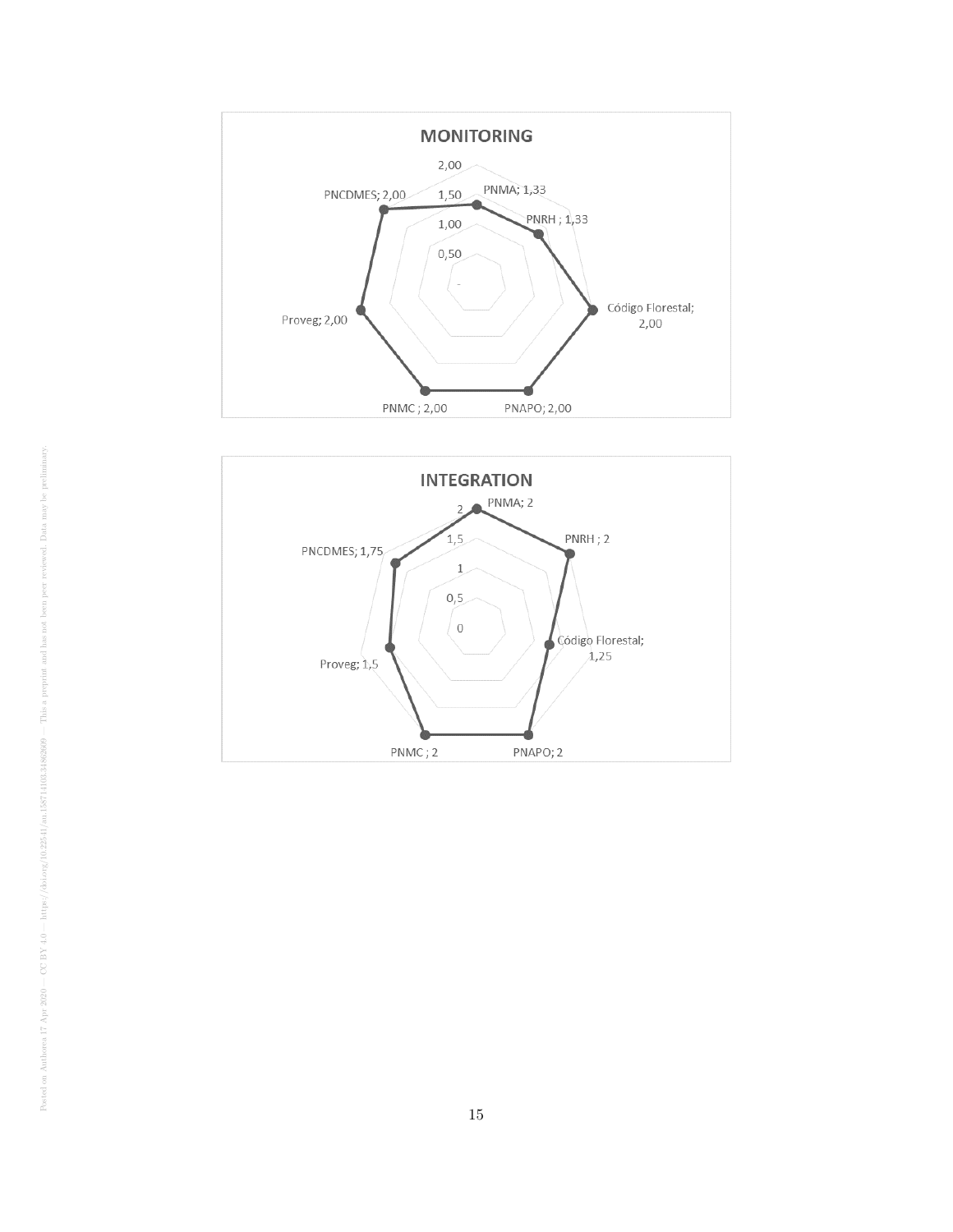**MONITORING**

2,00
1,50
1,00
0,50
-

PNMA; 1,33
PNRH ; 1,33
Código Florestal; 2,00
PNAPO; 2,00
PNMC ; 2,00
Proveg; 2,00
PNCDMES; 2,00

**INTEGRATION**

2
1,5
1
0,5
0

PNMA; 2
PNRH ; 2
Código Florestal; 1,25
PNAPO; 2
PNMC ; 2
Proveg; 1,5
PNCDMES; 1,75